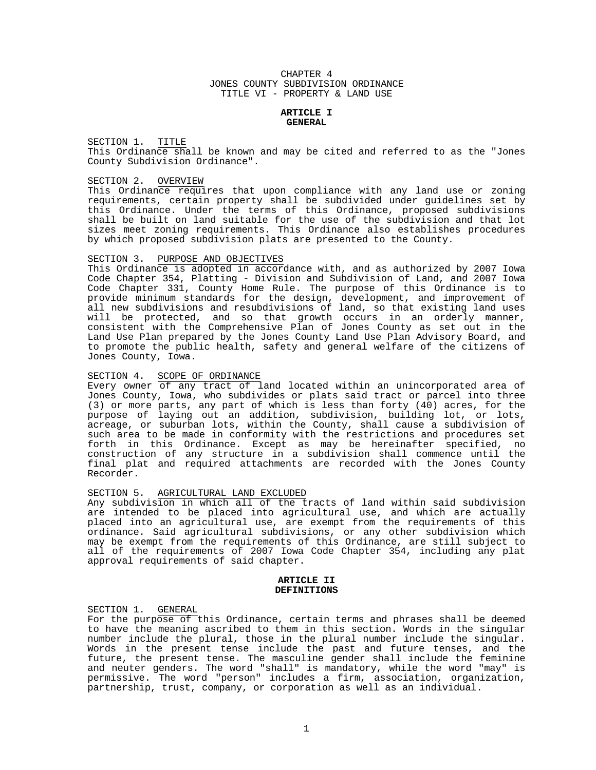# CHAPTER 4
# JONES COUNTY SUBDIVISION ORDINANCE
# TITLE VI - PROPERTY & LAND USE

## ARTICLE I
## GENERAL

### SECTION 1. TITLE

This Ordinance shall be known and may be cited and referred to as the "Jones County Subdivision Ordinance".

### SECTION 2. OVERVIEW

This Ordinance requires that upon compliance with any land use or zoning requirements, certain property shall be subdivided under guidelines set by this Ordinance. Under the terms of this Ordinance, proposed subdivisions shall be built on land suitable for the use of the subdivision and that lot sizes meet zoning requirements. This Ordinance also establishes procedures by which proposed subdivision plats are presented to the County.

### SECTION 3. PURPOSE AND OBJECTIVES

This Ordinance is adopted in accordance with, and as authorized by 2007 Iowa Code Chapter 354, Platting - Division and Subdivision of Land, and 2007 Iowa Code Chapter 331, County Home Rule. The purpose of this Ordinance is to provide minimum standards for the design, development, and improvement of all new subdivisions and resubdivisions of land, so that existing land uses will be protected, and so that growth occurs in an orderly manner, consistent with the Comprehensive Plan of Jones County as set out in the Land Use Plan prepared by the Jones County Land Use Plan Advisory Board, and to promote the public health, safety and general welfare of the citizens of Jones County, Iowa.

### SECTION 4. SCOPE OF ORDINANCE

Every owner of any tract of land located within an unincorporated area of Jones County, Iowa, who subdivides or plats said tract or parcel into three (3) or more parts, any part of which is less than forty (40) acres, for the purpose of laying out an addition, subdivision, building lot, or lots, acreage, or suburban lots, within the County, shall cause a subdivision of such area to be made in conformity with the restrictions and procedures set forth in this Ordinance. Except as may be hereinafter specified, no construction of any structure in a subdivision shall commence until the final plat and required attachments are recorded with the Jones County Recorder.

### SECTION 5. AGRICULTURAL LAND EXCLUDED

Any subdivision in which all of the tracts of land within said subdivision are intended to be placed into agricultural use, and which are actually placed into an agricultural use, are exempt from the requirements of this ordinance. Said agricultural subdivisions, or any other subdivision which may be exempt from the requirements of this Ordinance, are still subject to all of the requirements of 2007 Iowa Code Chapter 354, including any plat approval requirements of said chapter.

## ARTICLE II
## DEFINITIONS

### SECTION 1. GENERAL

For the purpose of this Ordinance, certain terms and phrases shall be deemed to have the meaning ascribed to them in this section. Words in the singular number include the plural, those in the plural number include the singular. Words in the present tense include the past and future tenses, and the future, the present tense. The masculine gender shall include the feminine and neuter genders. The word "shall" is mandatory, while the word "may" is permissive. The word "person" includes a firm, association, organization, partnership, trust, company, or corporation as well as an individual.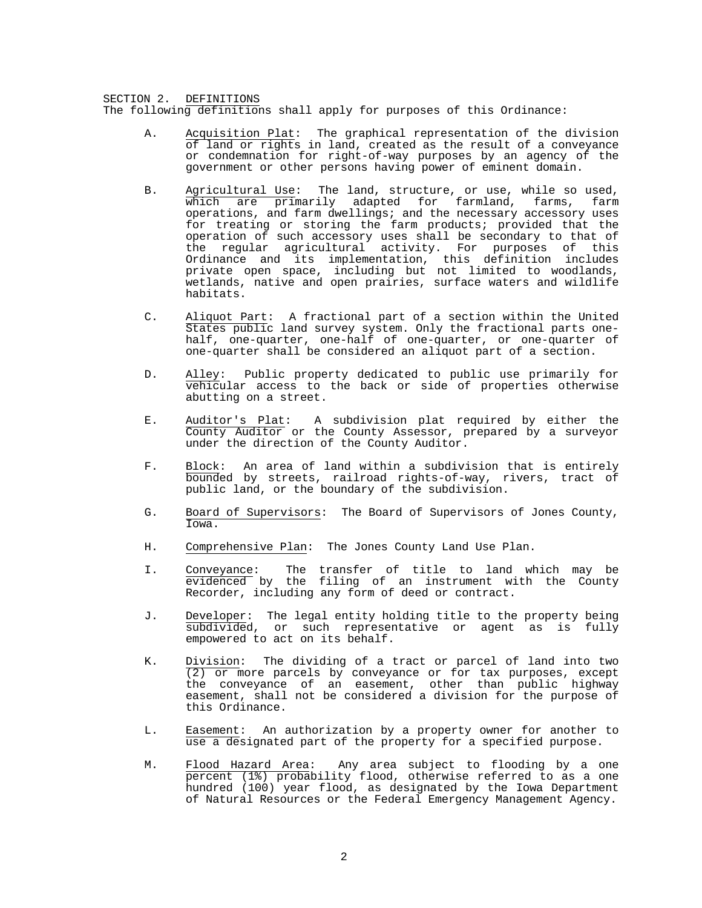SECTION 2. DEFINITIONS

The following definitions shall apply for purposes of this Ordinance:

A. Acquisition Plat: The graphical representation of the division of land or rights in land, created as the result of a conveyance or condemnation for right-of-way purposes by an agency of the government or other persons having power of eminent domain.

B. Agricultural Use: The land, structure, or use, while so used, which are primarily adapted for farmland, farms, farm operations, and farm dwellings; and the necessary accessory uses for treating or storing the farm products; provided that the operation of such accessory uses shall be secondary to that of the regular agricultural activity. For purposes of this Ordinance and its implementation, this definition includes private open space, including but not limited to woodlands, wetlands, native and open prairies, surface waters and wildlife habitats.

C. Aliquot Part: A fractional part of a section within the United States public land survey system. Only the fractional parts one-half, one-quarter, one-half of one-quarter, or one-quarter of one-quarter shall be considered an aliquot part of a section.

D. Alley: Public property dedicated to public use primarily for vehicular access to the back or side of properties otherwise abutting on a street.

E. Auditor's Plat: A subdivision plat required by either the County Auditor or the County Assessor, prepared by a surveyor under the direction of the County Auditor.

F. Block: An area of land within a subdivision that is entirely bounded by streets, railroad rights-of-way, rivers, tract of public land, or the boundary of the subdivision.

G. Board of Supervisors: The Board of Supervisors of Jones County, Iowa.

H. Comprehensive Plan: The Jones County Land Use Plan.

I. Conveyance: The transfer of title to land which may be evidenced by the filing of an instrument with the County Recorder, including any form of deed or contract.

J. Developer: The legal entity holding title to the property being subdivided, or such representative or agent as is fully empowered to act on its behalf.

K. Division: The dividing of a tract or parcel of land into two (2) or more parcels by conveyance or for tax purposes, except the conveyance of an easement, other than public highway easement, shall not be considered a division for the purpose of this Ordinance.

L. Easement: An authorization by a property owner for another to use a designated part of the property for a specified purpose.

M. Flood Hazard Area: Any area subject to flooding by a one percent (1%) probability flood, otherwise referred to as a one hundred (100) year flood, as designated by the Iowa Department of Natural Resources or the Federal Emergency Management Agency.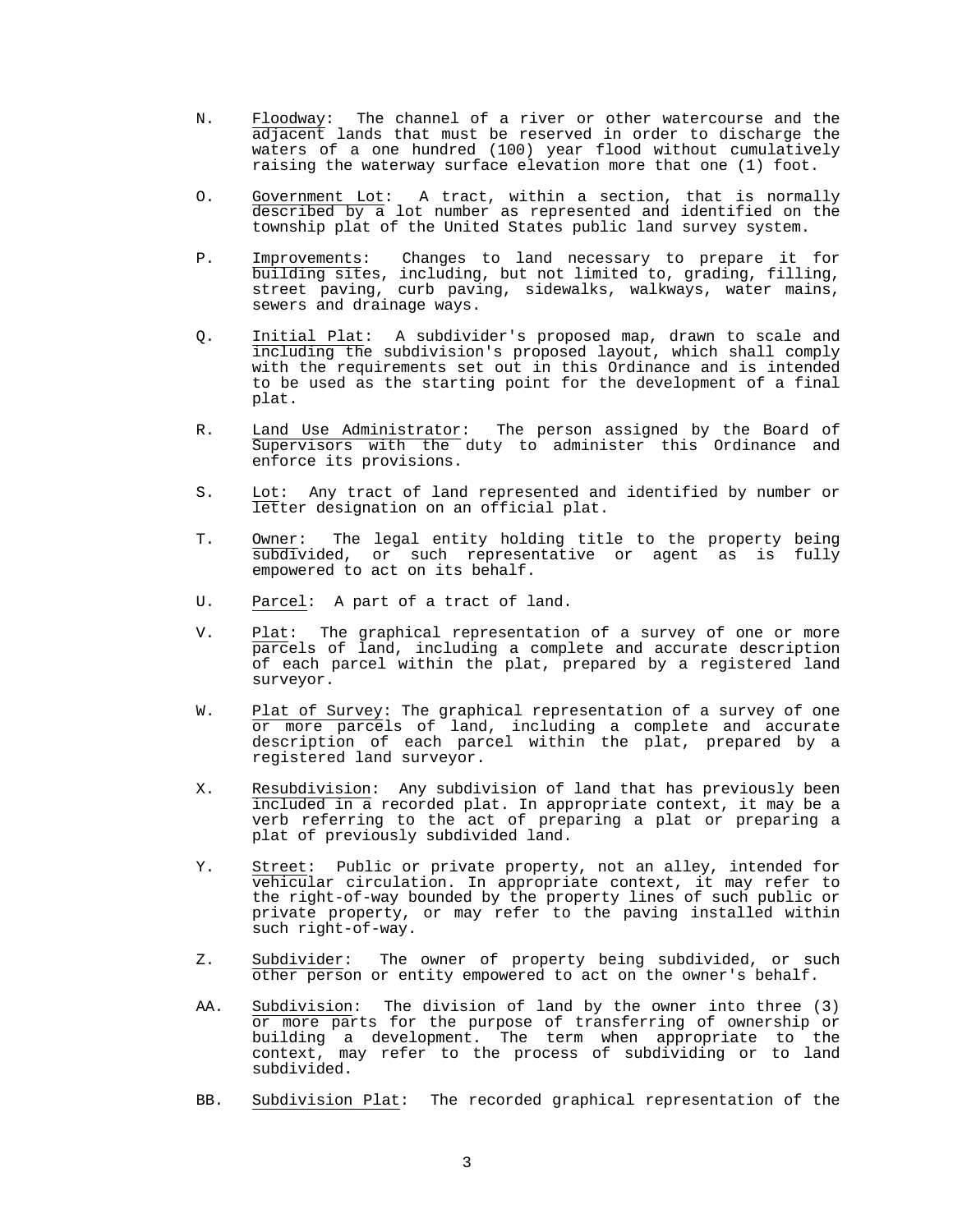N. Floodway: The channel of a river or other watercourse and the adjacent lands that must be reserved in order to discharge the waters of a one hundred (100) year flood without cumulatively raising the waterway surface elevation more that one (1) foot.

O. Government Lot: A tract, within a section, that is normally described by a lot number as represented and identified on the township plat of the United States public land survey system.

P. Improvements: Changes to land necessary to prepare it for building sites, including, but not limited to, grading, filling, street paving, curb paving, sidewalks, walkways, water mains, sewers and drainage ways.

Q. Initial Plat: A subdivider's proposed map, drawn to scale and including the subdivision's proposed layout, which shall comply with the requirements set out in this Ordinance and is intended to be used as the starting point for the development of a final plat.

R. Land Use Administrator: The person assigned by the Board of Supervisors with the duty to administer this Ordinance and enforce its provisions.

S. Lot: Any tract of land represented and identified by number or letter designation on an official plat.

T. Owner: The legal entity holding title to the property being subdivided, or such representative or agent as is fully empowered to act on its behalf.

U. Parcel: A part of a tract of land.

V. Plat: The graphical representation of a survey of one or more parcels of land, including a complete and accurate description of each parcel within the plat, prepared by a registered land surveyor.

W. Plat of Survey: The graphical representation of a survey of one or more parcels of land, including a complete and accurate description of each parcel within the plat, prepared by a registered land surveyor.

X. Resubdivision: Any subdivision of land that has previously been included in a recorded plat. In appropriate context, it may be a verb referring to the act of preparing a plat or preparing a plat of previously subdivided land.

Y. Street: Public or private property, not an alley, intended for vehicular circulation. In appropriate context, it may refer to the right-of-way bounded by the property lines of such public or private property, or may refer to the paving installed within such right-of-way.

Z. Subdivider: The owner of property being subdivided, or such other person or entity empowered to act on the owner's behalf.

AA. Subdivision: The division of land by the owner into three (3) or more parts for the purpose of transferring of ownership or building a development. The term when appropriate to the context, may refer to the process of subdividing or to land subdivided.

BB. Subdivision Plat: The recorded graphical representation of the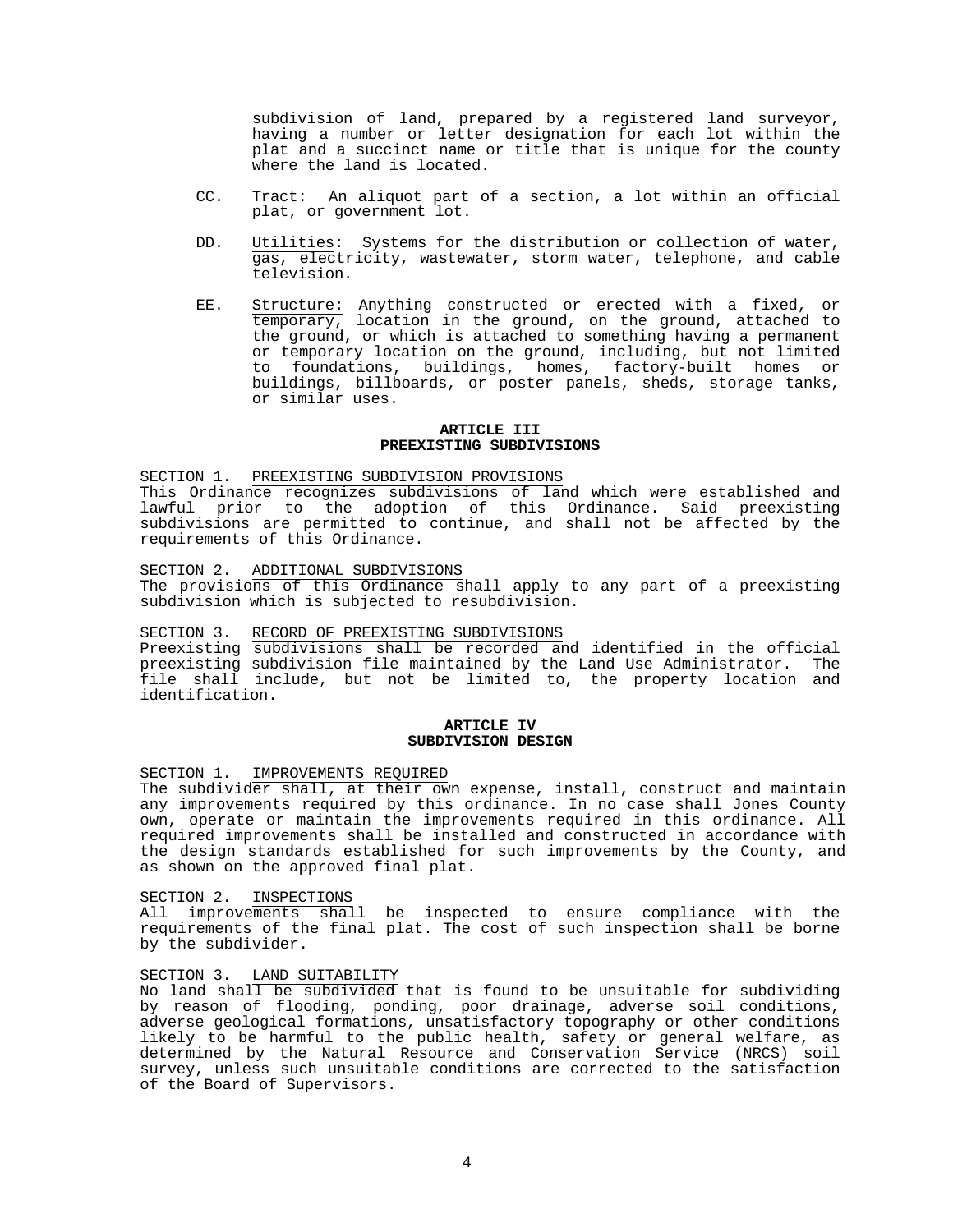subdivision of land, prepared by a registered land surveyor, having a number or letter designation for each lot within the plat and a succinct name or title that is unique for the county where the land is located.

CC. Tract: An aliquot part of a section, a lot within an official plat, or government lot.

DD. Utilities: Systems for the distribution or collection of water, gas, electricity, wastewater, storm water, telephone, and cable television.

EE. Structure: Anything constructed or erected with a fixed, or temporary, location in the ground, on the ground, attached to the ground, or which is attached to something having a permanent or temporary location on the ground, including, but not limited to foundations, buildings, homes, factory-built homes or buildings, billboards, or poster panels, sheds, storage tanks, or similar uses.

## ARTICLE III
## PREEXISTING SUBDIVISIONS

SECTION 1. PREEXISTING SUBDIVISION PROVISIONS
This Ordinance recognizes subdivisions of land which were established and lawful prior to the adoption of this Ordinance. Said preexisting subdivisions are permitted to continue, and shall not be affected by the requirements of this Ordinance.

SECTION 2. ADDITIONAL SUBDIVISIONS
The provisions of this Ordinance shall apply to any part of a preexisting subdivision which is subjected to resubdivision.

SECTION 3. RECORD OF PREEXISTING SUBDIVISIONS
Preexisting subdivisions shall be recorded and identified in the official preexisting subdivision file maintained by the Land Use Administrator. The file shall include, but not be limited to, the property location and identification.

## ARTICLE IV
## SUBDIVISION DESIGN

SECTION 1. IMPROVEMENTS REQUIRED
The subdivider shall, at their own expense, install, construct and maintain any improvements required by this ordinance. In no case shall Jones County own, operate or maintain the improvements required in this ordinance. All required improvements shall be installed and constructed in accordance with the design standards established for such improvements by the County, and as shown on the approved final plat.

SECTION 2. INSPECTIONS
All improvements shall be inspected to ensure compliance with the requirements of the final plat. The cost of such inspection shall be borne by the subdivider.

SECTION 3. LAND SUITABILITY
No land shall be subdivided that is found to be unsuitable for subdividing by reason of flooding, ponding, poor drainage, adverse soil conditions, adverse geological formations, unsatisfactory topography or other conditions likely to be harmful to the public health, safety or general welfare, as determined by the Natural Resource and Conservation Service (NRCS) soil survey, unless such unsuitable conditions are corrected to the satisfaction of the Board of Supervisors.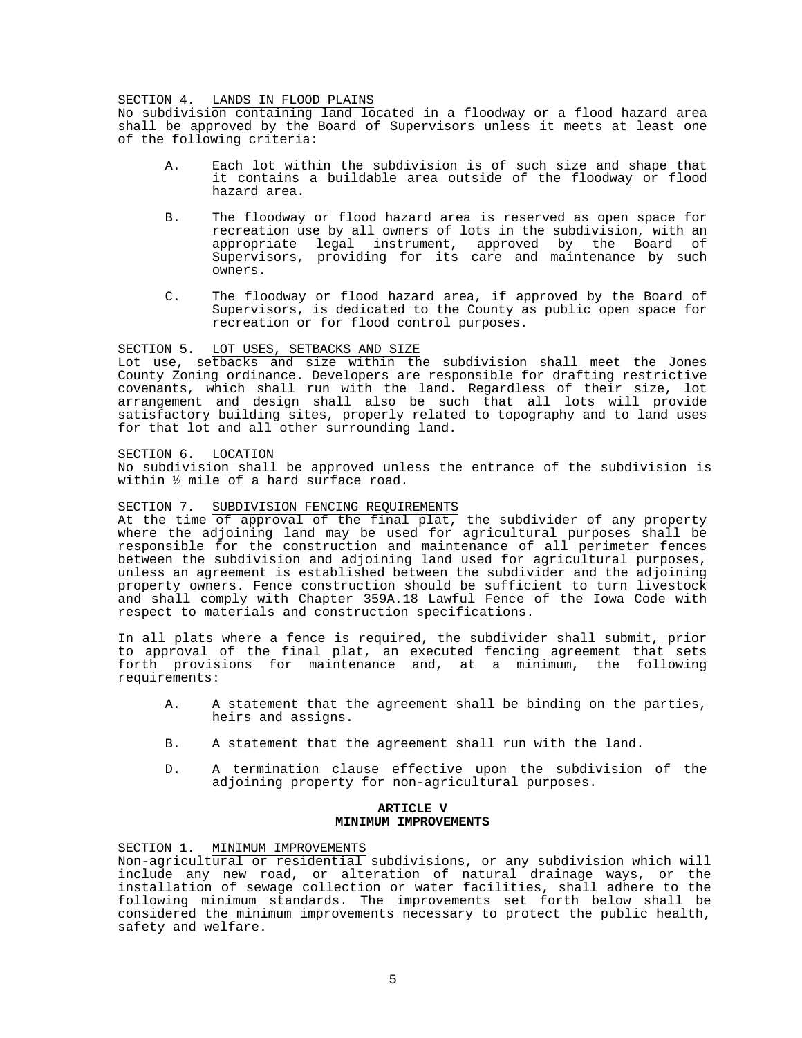SECTION 4. LANDS IN FLOOD PLAINS

No subdivision containing land located in a floodway or a flood hazard area shall be approved by the Board of Supervisors unless it meets at least one of the following criteria:

A. Each lot within the subdivision is of such size and shape that it contains a buildable area outside of the floodway or flood hazard area.

B. The floodway or flood hazard area is reserved as open space for recreation use by all owners of lots in the subdivision, with an appropriate legal instrument, approved by the Board of Supervisors, providing for its care and maintenance by such owners.

C. The floodway or flood hazard area, if approved by the Board of Supervisors, is dedicated to the County as public open space for recreation or for flood control purposes.

SECTION 5. LOT USES, SETBACKS AND SIZE

Lot use, setbacks and size within the subdivision shall meet the Jones County Zoning ordinance. Developers are responsible for drafting restrictive covenants, which shall run with the land. Regardless of their size, lot arrangement and design shall also be such that all lots will provide satisfactory building sites, properly related to topography and to land uses for that lot and all other surrounding land.

SECTION 6. LOCATION

No subdivision shall be approved unless the entrance of the subdivision is within ½ mile of a hard surface road.

SECTION 7. SUBDIVISION FENCING REQUIREMENTS

At the time of approval of the final plat, the subdivider of any property where the adjoining land may be used for agricultural purposes shall be responsible for the construction and maintenance of all perimeter fences between the subdivision and adjoining land used for agricultural purposes, unless an agreement is established between the subdivider and the adjoining property owners. Fence construction should be sufficient to turn livestock and shall comply with Chapter 359A.18 Lawful Fence of the Iowa Code with respect to materials and construction specifications.

In all plats where a fence is required, the subdivider shall submit, prior to approval of the final plat, an executed fencing agreement that sets forth provisions for maintenance and, at a minimum, the following requirements:

A. A statement that the agreement shall be binding on the parties, heirs and assigns.

B. A statement that the agreement shall run with the land.

D. A termination clause effective upon the subdivision of the adjoining property for non-agricultural purposes.

## ARTICLE V
## MINIMUM IMPROVEMENTS

SECTION 1. MINIMUM IMPROVEMENTS

Non-agricultural or residential subdivisions, or any subdivision which will include any new road, or alteration of natural drainage ways, or the installation of sewage collection or water facilities, shall adhere to the following minimum standards. The improvements set forth below shall be considered the minimum improvements necessary to protect the public health, safety and welfare.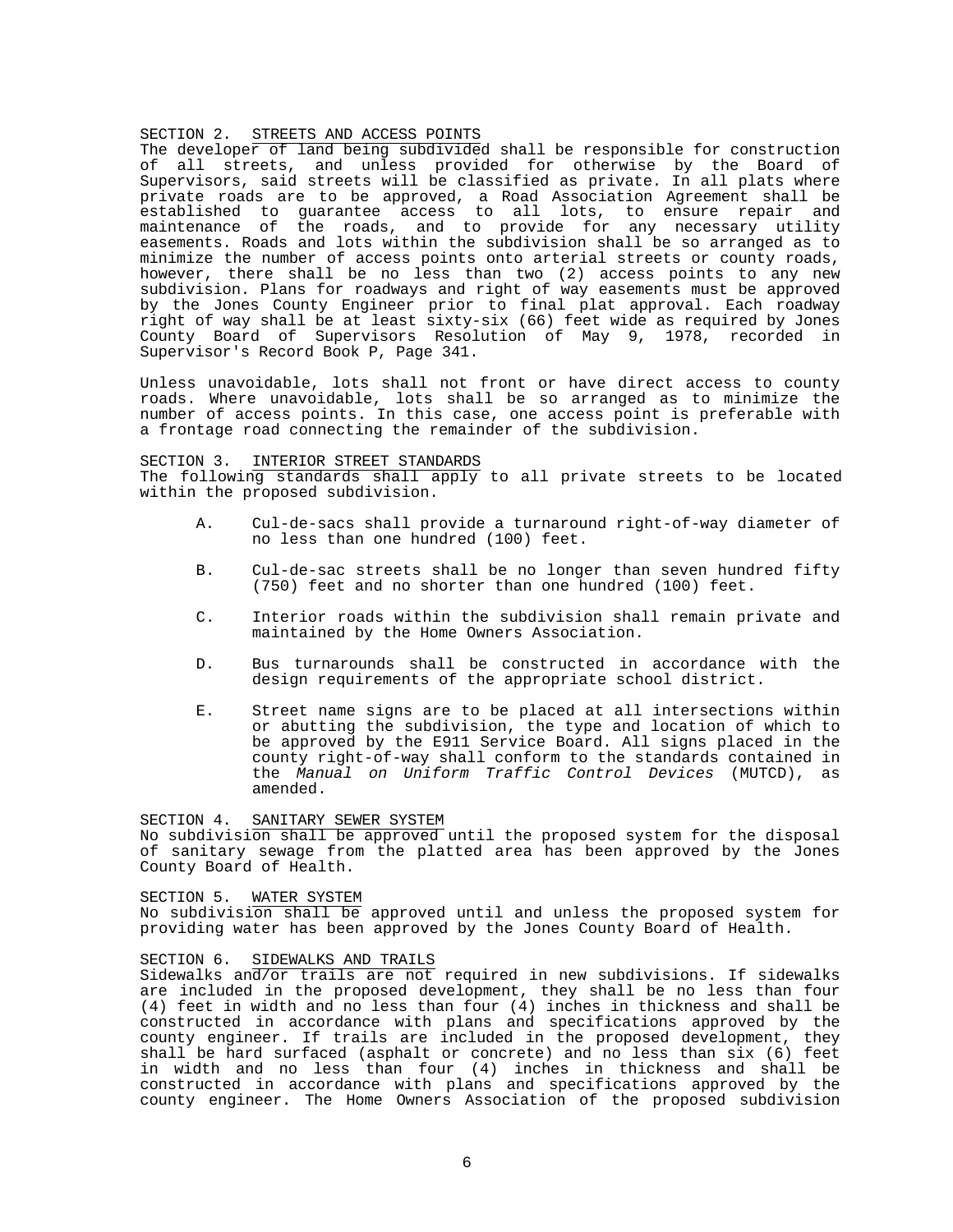SECTION 2. STREETS AND ACCESS POINTS

The developer of land being subdivided shall be responsible for construction of all streets, and unless provided for otherwise by the Board of Supervisors, said streets will be classified as private. In all plats where private roads are to be approved, a Road Association Agreement shall be established to guarantee access to all lots, to ensure repair and maintenance of the roads, and to provide for any necessary utility easements. Roads and lots within the subdivision shall be so arranged as to minimize the number of access points onto arterial streets or county roads, however, there shall be no less than two (2) access points to any new subdivision. Plans for roadways and right of way easements must be approved by the Jones County Engineer prior to final plat approval. Each roadway right of way shall be at least sixty-six (66) feet wide as required by Jones County Board of Supervisors Resolution of May 9, 1978, recorded in Supervisor's Record Book P, Page 341.

Unless unavoidable, lots shall not front or have direct access to county roads. Where unavoidable, lots shall be so arranged as to minimize the number of access points. In this case, one access point is preferable with a frontage road connecting the remainder of the subdivision.

SECTION 3. INTERIOR STREET STANDARDS

The following standards shall apply to all private streets to be located within the proposed subdivision.

A. Cul-de-sacs shall provide a turnaround right-of-way diameter of no less than one hundred (100) feet.

B. Cul-de-sac streets shall be no longer than seven hundred fifty (750) feet and no shorter than one hundred (100) feet.

C. Interior roads within the subdivision shall remain private and maintained by the Home Owners Association.

D. Bus turnarounds shall be constructed in accordance with the design requirements of the appropriate school district.

E. Street name signs are to be placed at all intersections within or abutting the subdivision, the type and location of which to be approved by the E911 Service Board. All signs placed in the county right-of-way shall conform to the standards contained in the *Manual on Uniform Traffic Control Devices* (MUTCD), as amended.

SECTION 4. SANITARY SEWER SYSTEM

No subdivision shall be approved until the proposed system for the disposal of sanitary sewage from the platted area has been approved by the Jones County Board of Health.

SECTION 5. WATER SYSTEM

No subdivision shall be approved until and unless the proposed system for providing water has been approved by the Jones County Board of Health.

SECTION 6. SIDEWALKS AND TRAILS

Sidewalks and/or trails are not required in new subdivisions. If sidewalks are included in the proposed development, they shall be no less than four (4) feet in width and no less than four (4) inches in thickness and shall be constructed in accordance with plans and specifications approved by the county engineer. If trails are included in the proposed development, they shall be hard surfaced (asphalt or concrete) and no less than six (6) feet in width and no less than four (4) inches in thickness and shall be constructed in accordance with plans and specifications approved by the county engineer. The Home Owners Association of the proposed subdivision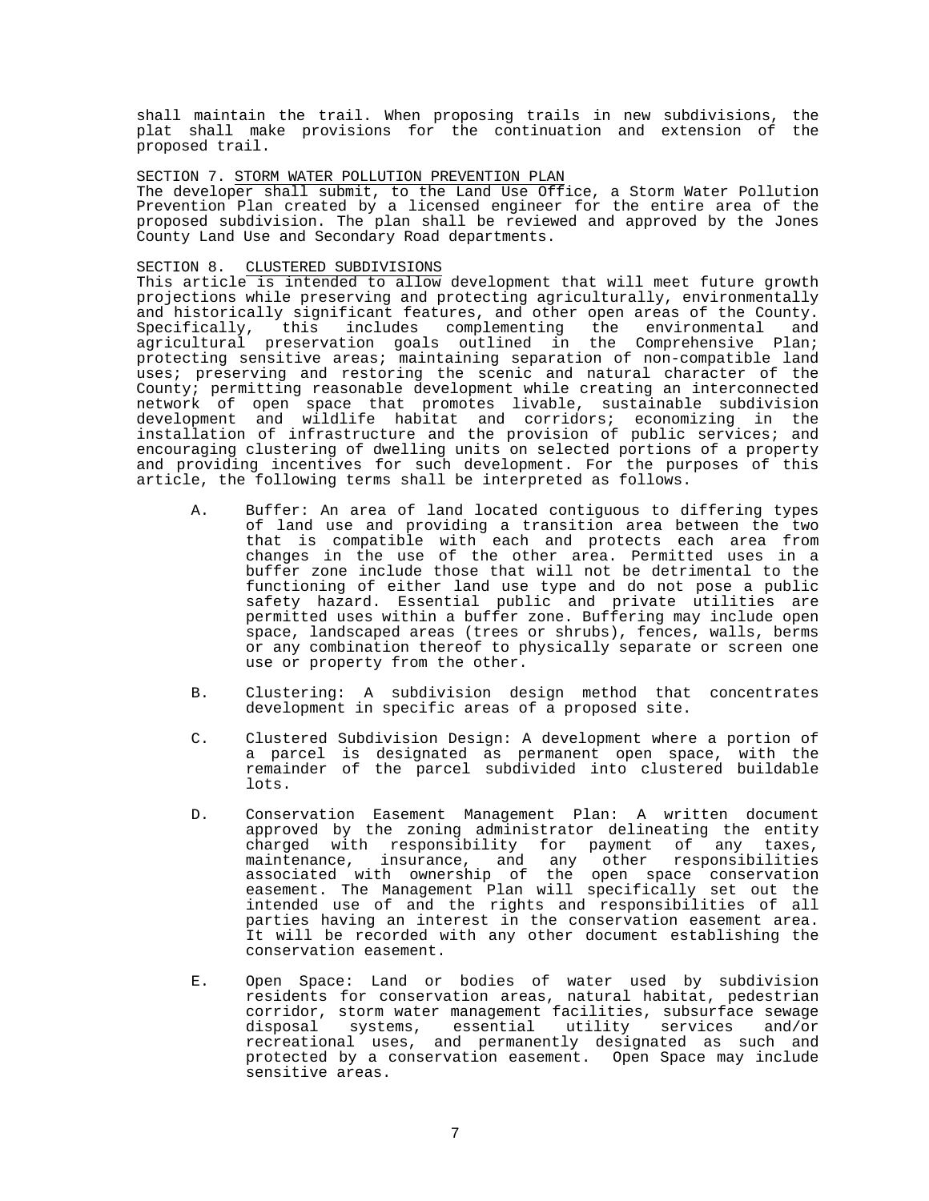shall maintain the trail. When proposing trails in new subdivisions, the plat shall make provisions for the continuation and extension of the proposed trail.

SECTION 7. STORM WATER POLLUTION PREVENTION PLAN

The developer shall submit, to the Land Use Office, a Storm Water Pollution Prevention Plan created by a licensed engineer for the entire area of the proposed subdivision. The plan shall be reviewed and approved by the Jones County Land Use and Secondary Road departments.

SECTION 8. CLUSTERED SUBDIVISIONS

This article is intended to allow development that will meet future growth projections while preserving and protecting agriculturally, environmentally and historically significant features, and other open areas of the County. Specifically, this includes complementing the environmental and agricultural preservation goals outlined in the Comprehensive Plan; protecting sensitive areas; maintaining separation of non-compatible land uses; preserving and restoring the scenic and natural character of the County; permitting reasonable development while creating an interconnected network of open space that promotes livable, sustainable subdivision development and wildlife habitat and corridors; economizing in the installation of infrastructure and the provision of public services; and encouraging clustering of dwelling units on selected portions of a property and providing incentives for such development. For the purposes of this article, the following terms shall be interpreted as follows.

A. Buffer: An area of land located contiguous to differing types of land use and providing a transition area between the two that is compatible with each and protects each area from changes in the use of the other area. Permitted uses in a buffer zone include those that will not be detrimental to the functioning of either land use type and do not pose a public safety hazard. Essential public and private utilities are permitted uses within a buffer zone. Buffering may include open space, landscaped areas (trees or shrubs), fences, walls, berms or any combination thereof to physically separate or screen one use or property from the other.

B. Clustering: A subdivision design method that concentrates development in specific areas of a proposed site.

C. Clustered Subdivision Design: A development where a portion of a parcel is designated as permanent open space, with the remainder of the parcel subdivided into clustered buildable lots.

D. Conservation Easement Management Plan: A written document approved by the zoning administrator delineating the entity charged with responsibility for payment of any taxes, maintenance, insurance, and any other responsibilities associated with ownership of the open space conservation easement. The Management Plan will specifically set out the intended use of and the rights and responsibilities of all parties having an interest in the conservation easement area. It will be recorded with any other document establishing the conservation easement.

E. Open Space: Land or bodies of water used by subdivision residents for conservation areas, natural habitat, pedestrian corridor, storm water management facilities, subsurface sewage disposal systems, essential utility services and/or recreational uses, and permanently designated as such and protected by a conservation easement. Open Space may include sensitive areas.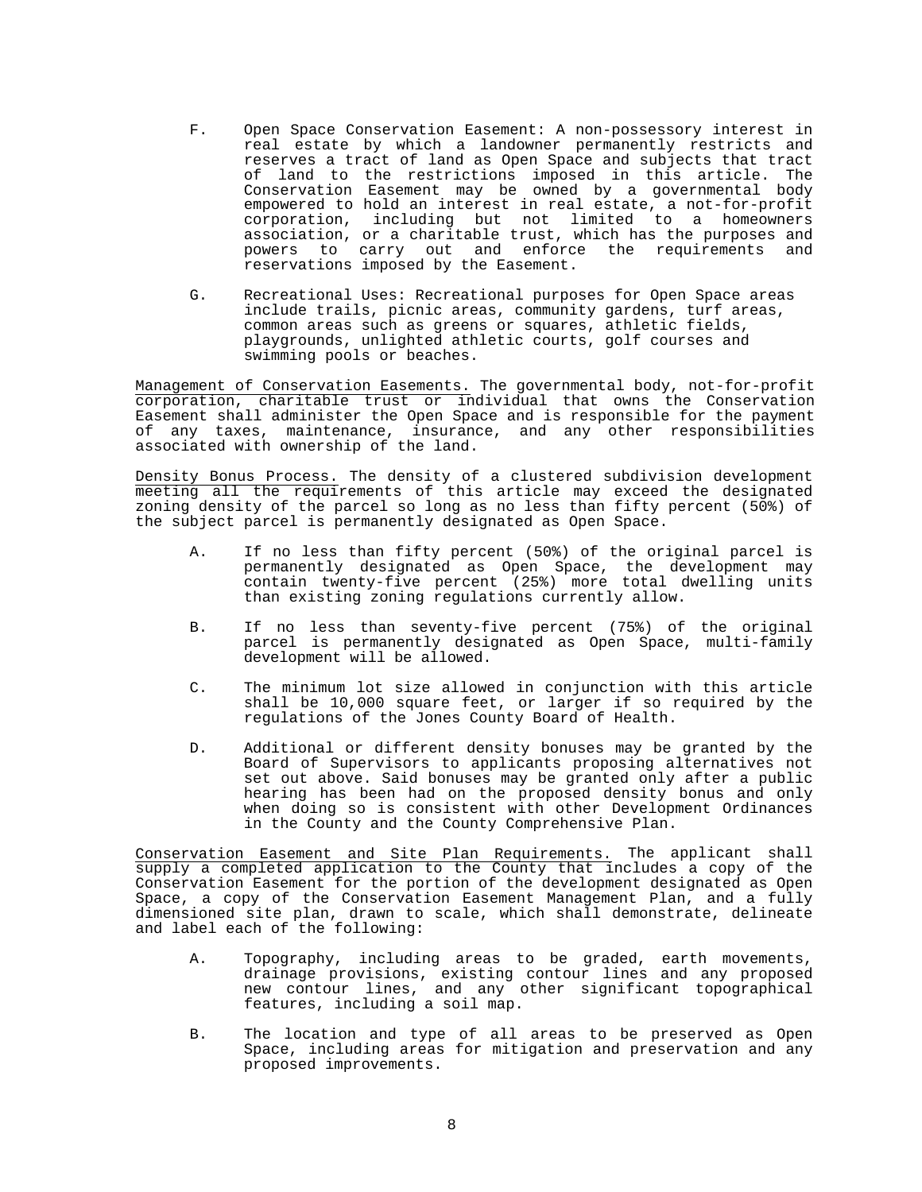F. Open Space Conservation Easement: A non-possessory interest in real estate by which a landowner permanently restricts and reserves a tract of land as Open Space and subjects that tract of land to the restrictions imposed in this article. The Conservation Easement may be owned by a governmental body empowered to hold an interest in real estate, a not-for-profit corporation, including but not limited to a homeowners association, or a charitable trust, which has the purposes and powers to carry out and enforce the requirements and reservations imposed by the Easement.

G. Recreational Uses: Recreational purposes for Open Space areas include trails, picnic areas, community gardens, turf areas, common areas such as greens or squares, athletic fields, playgrounds, unlighted athletic courts, golf courses and swimming pools or beaches.

Management of Conservation Easements. The governmental body, not-for-profit corporation, charitable trust or individual that owns the Conservation Easement shall administer the Open Space and is responsible for the payment of any taxes, maintenance, insurance, and any other responsibilities associated with ownership of the land.

Density Bonus Process. The density of a clustered subdivision development meeting all the requirements of this article may exceed the designated zoning density of the parcel so long as no less than fifty percent (50%) of the subject parcel is permanently designated as Open Space.

A. If no less than fifty percent (50%) of the original parcel is permanently designated as Open Space, the development may contain twenty-five percent (25%) more total dwelling units than existing zoning regulations currently allow.

B. If no less than seventy-five percent (75%) of the original parcel is permanently designated as Open Space, multi-family development will be allowed.

C. The minimum lot size allowed in conjunction with this article shall be 10,000 square feet, or larger if so required by the regulations of the Jones County Board of Health.

D. Additional or different density bonuses may be granted by the Board of Supervisors to applicants proposing alternatives not set out above. Said bonuses may be granted only after a public hearing has been had on the proposed density bonus and only when doing so is consistent with other Development Ordinances in the County and the County Comprehensive Plan.

Conservation Easement and Site Plan Requirements. The applicant shall supply a completed application to the County that includes a copy of the Conservation Easement for the portion of the development designated as Open Space, a copy of the Conservation Easement Management Plan, and a fully dimensioned site plan, drawn to scale, which shall demonstrate, delineate and label each of the following:

A. Topography, including areas to be graded, earth movements, drainage provisions, existing contour lines and any proposed new contour lines, and any other significant topographical features, including a soil map.

B. The location and type of all areas to be preserved as Open Space, including areas for mitigation and preservation and any proposed improvements.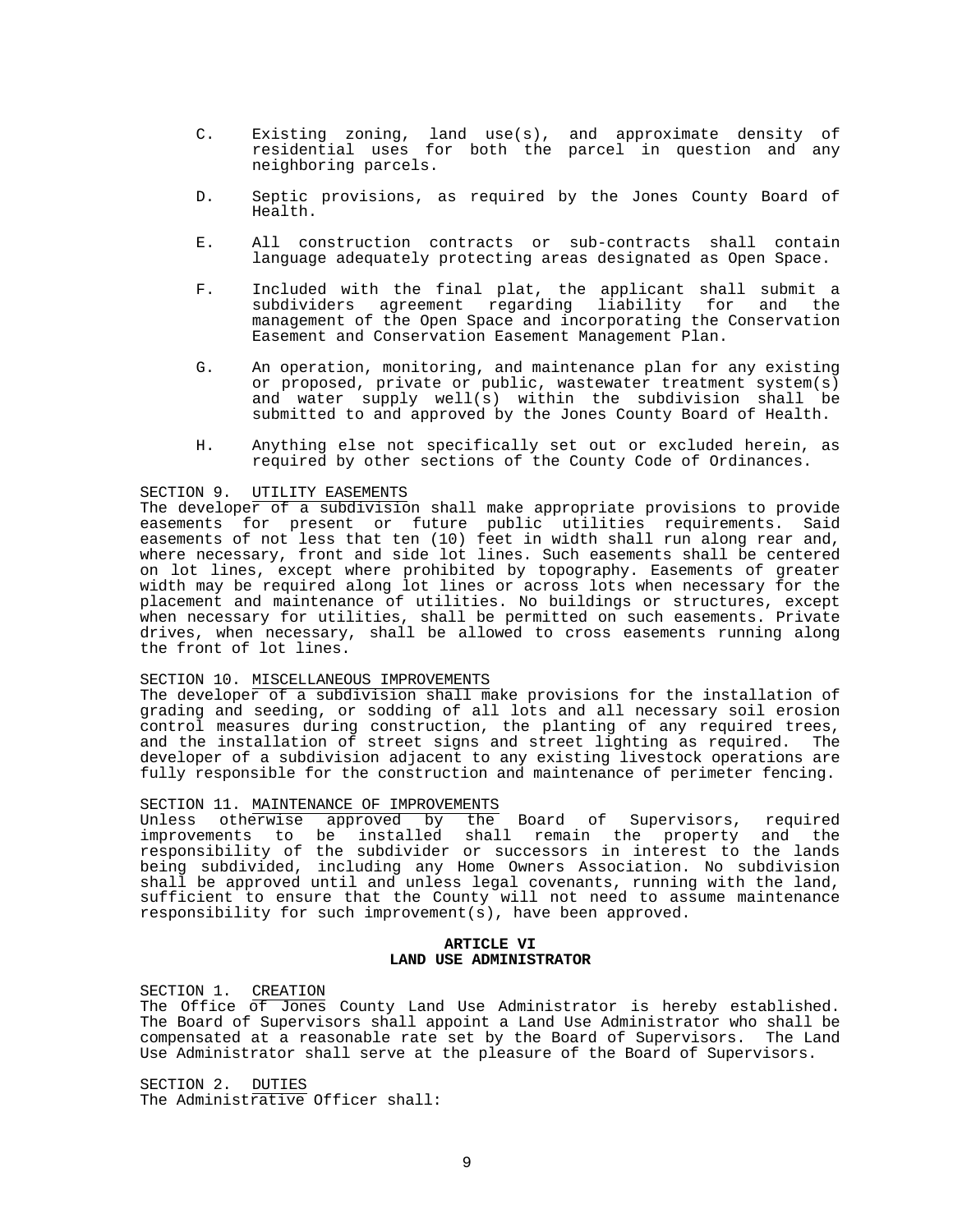C. Existing zoning, land use(s), and approximate density of residential uses for both the parcel in question and any neighboring parcels.

D. Septic provisions, as required by the Jones County Board of Health.

E. All construction contracts or sub-contracts shall contain language adequately protecting areas designated as Open Space.

F. Included with the final plat, the applicant shall submit a subdividers agreement regarding liability for and the management of the Open Space and incorporating the Conservation Easement and Conservation Easement Management Plan.

G. An operation, monitoring, and maintenance plan for any existing or proposed, private or public, wastewater treatment system(s) and water supply well(s) within the subdivision shall be submitted to and approved by the Jones County Board of Health.

H. Anything else not specifically set out or excluded herein, as required by other sections of the County Code of Ordinances.

SECTION 9. <u>UTILITY EASEMENTS</u>
The developer of a subdivision shall make appropriate provisions to provide easements for present or future public utilities requirements. Said easements of not less that ten (10) feet in width shall run along rear and, where necessary, front and side lot lines. Such easements shall be centered on lot lines, except where prohibited by topography. Easements of greater width may be required along lot lines or across lots when necessary for the placement and maintenance of utilities. No buildings or structures, except when necessary for utilities, shall be permitted on such easements. Private drives, when necessary, shall be allowed to cross easements running along the front of lot lines.

SECTION 10. <u>MISCELLANEOUS IMPROVEMENTS</u>
The developer of a subdivision shall make provisions for the installation of grading and seeding, or sodding of all lots and all necessary soil erosion control measures during construction, the planting of any required trees, and the installation of street signs and street lighting as required. The developer of a subdivision adjacent to any existing livestock operations are fully responsible for the construction and maintenance of perimeter fencing.

SECTION 11. <u>MAINTENANCE OF IMPROVEMENTS</u>
Unless otherwise approved by the Board of Supervisors, required improvements to be installed shall remain the property and the responsibility of the subdivider or successors in interest to the lands being subdivided, including any Home Owners Association. No subdivision shall be approved until and unless legal covenants, running with the land, sufficient to ensure that the County will not need to assume maintenance responsibility for such improvement(s), have been approved.

## ARTICLE VI
## LAND USE ADMINISTRATOR

SECTION 1. <u>CREATION</u>
The Office of Jones County Land Use Administrator is hereby established. The Board of Supervisors shall appoint a Land Use Administrator who shall be compensated at a reasonable rate set by the Board of Supervisors. The Land Use Administrator shall serve at the pleasure of the Board of Supervisors.

SECTION 2. <u>DUTIES</u>
The Administrative Officer shall: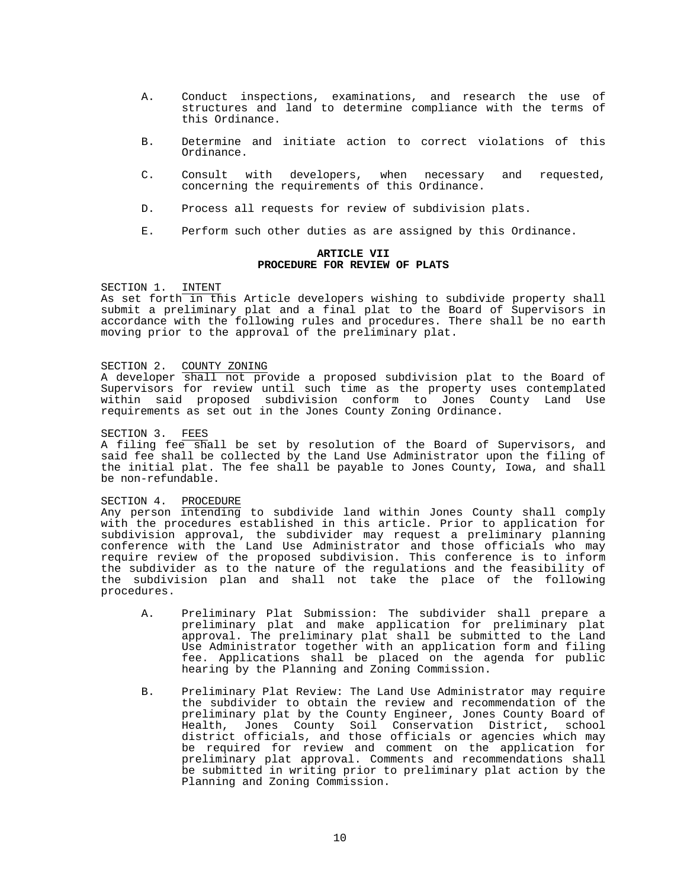A. Conduct inspections, examinations, and research the use of structures and land to determine compliance with the terms of this Ordinance.

B. Determine and initiate action to correct violations of this Ordinance.

C. Consult with developers, when necessary and requested, concerning the requirements of this Ordinance.

D. Process all requests for review of subdivision plats.

E. Perform such other duties as are assigned by this Ordinance.

## ARTICLE VII
## PROCEDURE FOR REVIEW OF PLATS

SECTION 1. <u>INTENT</u>
As set forth in this Article developers wishing to subdivide property shall submit a preliminary plat and a final plat to the Board of Supervisors in accordance with the following rules and procedures. There shall be no earth moving prior to the approval of the preliminary plat.

SECTION 2. <u>COUNTY ZONING</u>
A developer shall not provide a proposed subdivision plat to the Board of Supervisors for review until such time as the property uses contemplated within said proposed subdivision conform to Jones County Land Use requirements as set out in the Jones County Zoning Ordinance.

SECTION 3. <u>FEES</u>
A filing fee shall be set by resolution of the Board of Supervisors, and said fee shall be collected by the Land Use Administrator upon the filing of the initial plat. The fee shall be payable to Jones County, Iowa, and shall be non-refundable.

SECTION 4. <u>PROCEDURE</u>
Any person intending to subdivide land within Jones County shall comply with the procedures established in this article. Prior to application for subdivision approval, the subdivider may request a preliminary planning conference with the Land Use Administrator and those officials who may require review of the proposed subdivision. This conference is to inform the subdivider as to the nature of the regulations and the feasibility of the subdivision plan and shall not take the place of the following procedures.

A. Preliminary Plat Submission: The subdivider shall prepare a preliminary plat and make application for preliminary plat approval. The preliminary plat shall be submitted to the Land Use Administrator together with an application form and filing fee. Applications shall be placed on the agenda for public hearing by the Planning and Zoning Commission.

B. Preliminary Plat Review: The Land Use Administrator may require the subdivider to obtain the review and recommendation of the preliminary plat by the County Engineer, Jones County Board of Health, Jones County Soil Conservation District, school district officials, and those officials or agencies which may be required for review and comment on the application for preliminary plat approval. Comments and recommendations shall be submitted in writing prior to preliminary plat action by the Planning and Zoning Commission.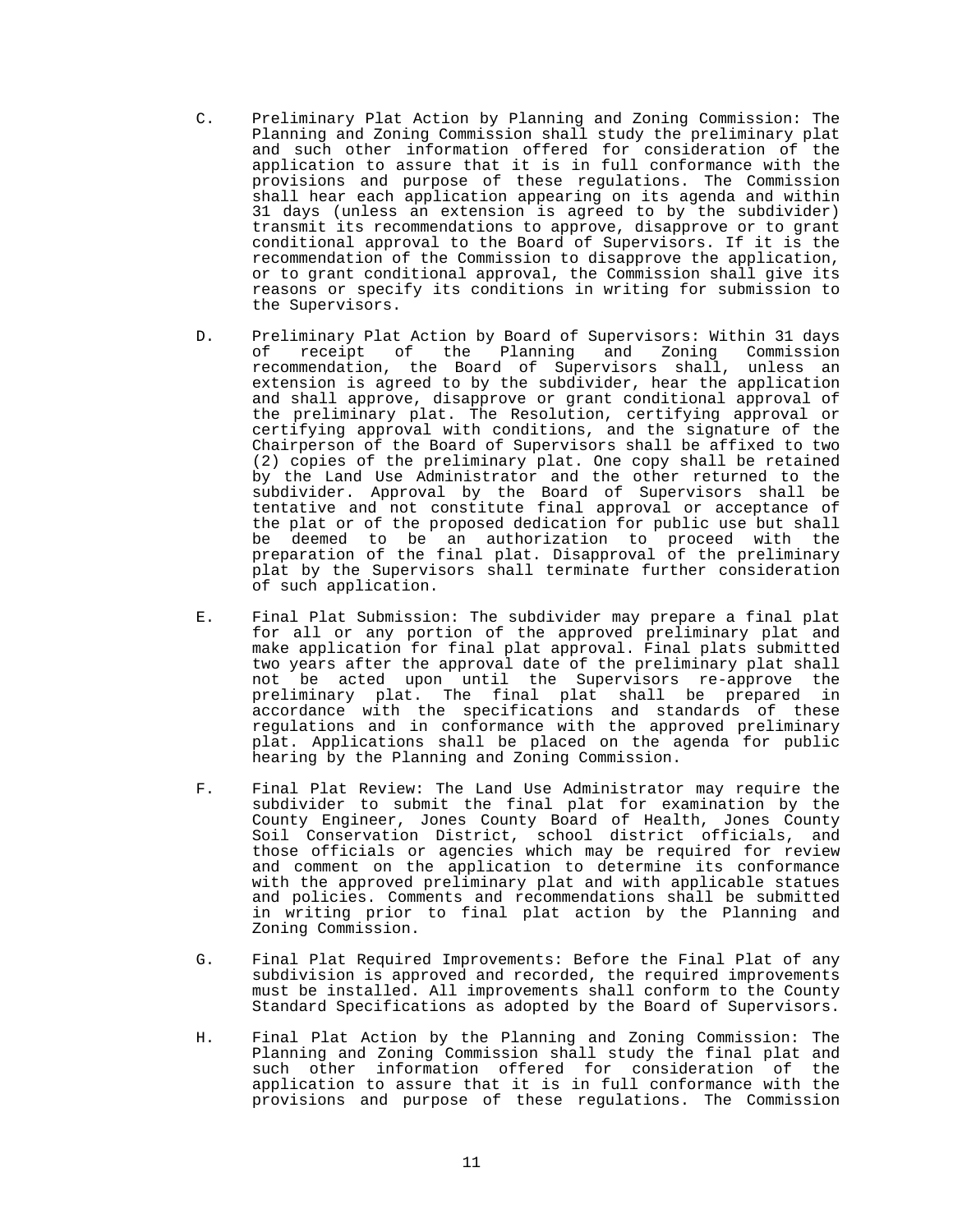C. Preliminary Plat Action by Planning and Zoning Commission: The Planning and Zoning Commission shall study the preliminary plat and such other information offered for consideration of the application to assure that it is in full conformance with the provisions and purpose of these regulations. The Commission shall hear each application appearing on its agenda and within 31 days (unless an extension is agreed to by the subdivider) transmit its recommendations to approve, disapprove or to grant conditional approval to the Board of Supervisors. If it is the recommendation of the Commission to disapprove the application, or to grant conditional approval, the Commission shall give its reasons or specify its conditions in writing for submission to the Supervisors.

D. Preliminary Plat Action by Board of Supervisors: Within 31 days of receipt of the Planning and Zoning Commission recommendation, the Board of Supervisors shall, unless an extension is agreed to by the subdivider, hear the application and shall approve, disapprove or grant conditional approval of the preliminary plat. The Resolution, certifying approval or certifying approval with conditions, and the signature of the Chairperson of the Board of Supervisors shall be affixed to two (2) copies of the preliminary plat. One copy shall be retained by the Land Use Administrator and the other returned to the subdivider. Approval by the Board of Supervisors shall be tentative and not constitute final approval or acceptance of the plat or of the proposed dedication for public use but shall be deemed to be an authorization to proceed with the preparation of the final plat. Disapproval of the preliminary plat by the Supervisors shall terminate further consideration of such application.

E. Final Plat Submission: The subdivider may prepare a final plat for all or any portion of the approved preliminary plat and make application for final plat approval. Final plats submitted two years after the approval date of the preliminary plat shall not be acted upon until the Supervisors re-approve the preliminary plat. The final plat shall be prepared in accordance with the specifications and standards of these regulations and in conformance with the approved preliminary plat. Applications shall be placed on the agenda for public hearing by the Planning and Zoning Commission.

F. Final Plat Review: The Land Use Administrator may require the subdivider to submit the final plat for examination by the County Engineer, Jones County Board of Health, Jones County Soil Conservation District, school district officials, and those officials or agencies which may be required for review and comment on the application to determine its conformance with the approved preliminary plat and with applicable statues and policies. Comments and recommendations shall be submitted in writing prior to final plat action by the Planning and Zoning Commission.

G. Final Plat Required Improvements: Before the Final Plat of any subdivision is approved and recorded, the required improvements must be installed. All improvements shall conform to the County Standard Specifications as adopted by the Board of Supervisors.

H. Final Plat Action by the Planning and Zoning Commission: The Planning and Zoning Commission shall study the final plat and such other information offered for consideration of the application to assure that it is in full conformance with the provisions and purpose of these regulations. The Commission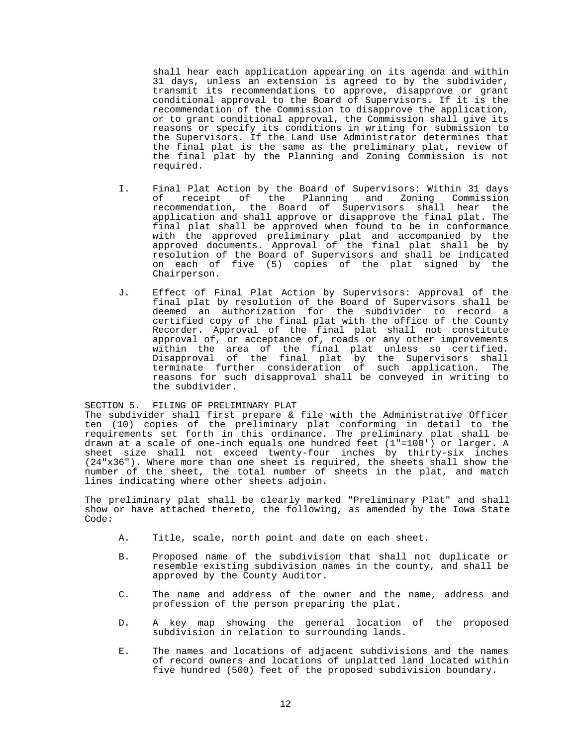shall hear each application appearing on its agenda and within 31 days, unless an extension is agreed to by the subdivider, transmit its recommendations to approve, disapprove or grant conditional approval to the Board of Supervisors. If it is the recommendation of the Commission to disapprove the application, or to grant conditional approval, the Commission shall give its reasons or specify its conditions in writing for submission to the Supervisors. If the Land Use Administrator determines that the final plat is the same as the preliminary plat, review of the final plat by the Planning and Zoning Commission is not required.

I. Final Plat Action by the Board of Supervisors: Within 31 days of receipt of the Planning and Zoning Commission recommendation, the Board of Supervisors shall hear the application and shall approve or disapprove the final plat. The final plat shall be approved when found to be in conformance with the approved preliminary plat and accompanied by the approved documents. Approval of the final plat shall be by resolution of the Board of Supervisors and shall be indicated on each of five (5) copies of the plat signed by the Chairperson.

J. Effect of Final Plat Action by Supervisors: Approval of the final plat by resolution of the Board of Supervisors shall be deemed an authorization for the subdivider to record a certified copy of the final plat with the office of the County Recorder. Approval of the final plat shall not constitute approval of, or acceptance of, roads or any other improvements within the area of the final plat unless so certified. Disapproval of the final plat by the Supervisors shall terminate further consideration of such application. The reasons for such disapproval shall be conveyed in writing to the subdivider.

SECTION 5. <u>FILING OF PRELIMINARY PLAT</u>

The subdivider shall first prepare & file with the Administrative Officer ten (10) copies of the preliminary plat conforming in detail to the requirements set forth in this ordinance. The preliminary plat shall be drawn at a scale of one-inch equals one hundred feet (1"=100') or larger. A sheet size shall not exceed twenty-four inches by thirty-six inches (24"x36"). Where more than one sheet is required, the sheets shall show the number of the sheet, the total number of sheets in the plat, and match lines indicating where other sheets adjoin.

The preliminary plat shall be clearly marked "Preliminary Plat" and shall show or have attached thereto, the following, as amended by the Iowa State Code:

A. Title, scale, north point and date on each sheet.

B. Proposed name of the subdivision that shall not duplicate or resemble existing subdivision names in the county, and shall be approved by the County Auditor.

C. The name and address of the owner and the name, address and profession of the person preparing the plat.

D. A key map showing the general location of the proposed subdivision in relation to surrounding lands.

E. The names and locations of adjacent subdivisions and the names of record owners and locations of unplatted land located within five hundred (500) feet of the proposed subdivision boundary.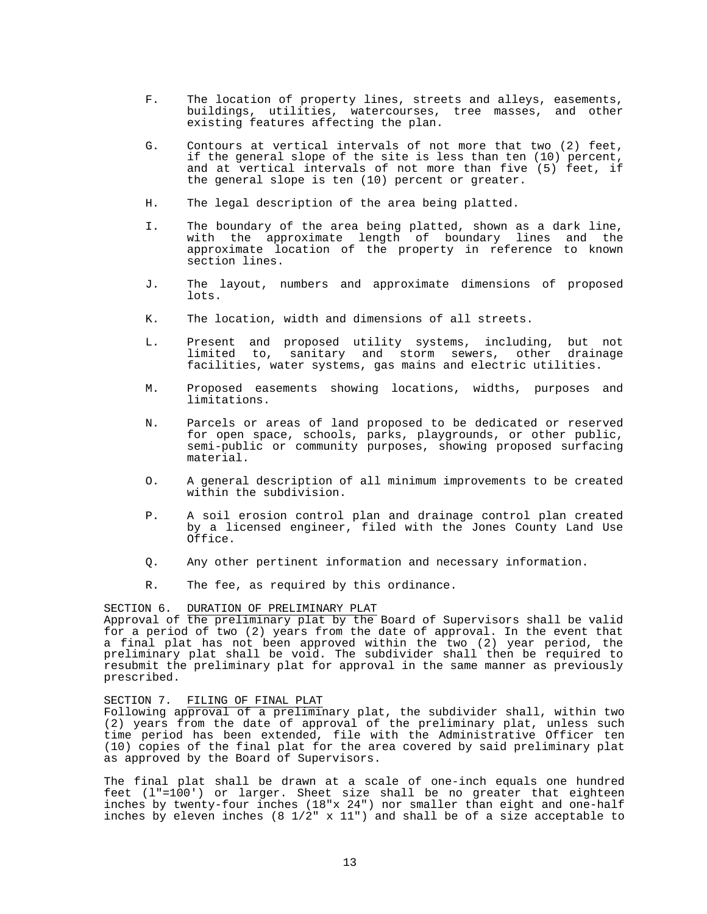F. The location of property lines, streets and alleys, easements, buildings, utilities, watercourses, tree masses, and other existing features affecting the plan.

G. Contours at vertical intervals of not more that two (2) feet, if the general slope of the site is less than ten (10) percent, and at vertical intervals of not more than five (5) feet, if the general slope is ten (10) percent or greater.

H. The legal description of the area being platted.

I. The boundary of the area being platted, shown as a dark line, with the approximate length of boundary lines and the approximate location of the property in reference to known section lines.

J. The layout, numbers and approximate dimensions of proposed lots.

K. The location, width and dimensions of all streets.

L. Present and proposed utility systems, including, but not limited to, sanitary and storm sewers, other drainage facilities, water systems, gas mains and electric utilities.

M. Proposed easements showing locations, widths, purposes and limitations.

N. Parcels or areas of land proposed to be dedicated or reserved for open space, schools, parks, playgrounds, or other public, semi-public or community purposes, showing proposed surfacing material.

O. A general description of all minimum improvements to be created within the subdivision.

P. A soil erosion control plan and drainage control plan created by a licensed engineer, filed with the Jones County Land Use Office.

Q. Any other pertinent information and necessary information.

R. The fee, as required by this ordinance.

SECTION 6. <u>DURATION OF PRELIMINARY PLAT</u>
Approval of the preliminary plat by the Board of Supervisors shall be valid for a period of two (2) years from the date of approval. In the event that a final plat has not been approved within the two (2) year period, the preliminary plat shall be void. The subdivider shall then be required to resubmit the preliminary plat for approval in the same manner as previously prescribed.

SECTION 7. <u>FILING OF FINAL PLAT</u>
Following approval of a preliminary plat, the subdivider shall, within two (2) years from the date of approval of the preliminary plat, unless such time period has been extended, file with the Administrative Officer ten (10) copies of the final plat for the area covered by said preliminary plat as approved by the Board of Supervisors.

The final plat shall be drawn at a scale of one-inch equals one hundred feet (l"=100') or larger. Sheet size shall be no greater that eighteen inches by twenty-four inches (18"x 24") nor smaller than eight and one-half inches by eleven inches (8 1/2" x 11") and shall be of a size acceptable to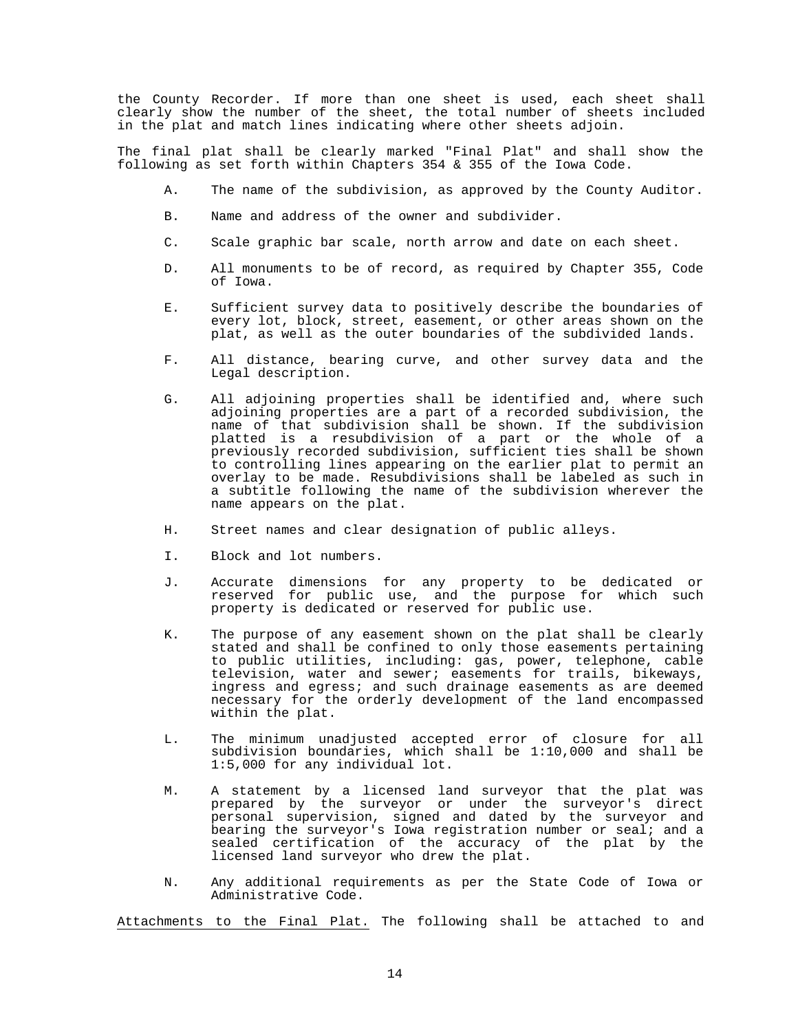the County Recorder. If more than one sheet is used, each sheet shall clearly show the number of the sheet, the total number of sheets included in the plat and match lines indicating where other sheets adjoin.

The final plat shall be clearly marked "Final Plat" and shall show the following as set forth within Chapters 354 & 355 of the Iowa Code.

A. The name of the subdivision, as approved by the County Auditor.

B. Name and address of the owner and subdivider.

C. Scale graphic bar scale, north arrow and date on each sheet.

D. All monuments to be of record, as required by Chapter 355, Code of Iowa.

E. Sufficient survey data to positively describe the boundaries of every lot, block, street, easement, or other areas shown on the plat, as well as the outer boundaries of the subdivided lands.

F. All distance, bearing curve, and other survey data and the Legal description.

G. All adjoining properties shall be identified and, where such adjoining properties are a part of a recorded subdivision, the name of that subdivision shall be shown. If the subdivision platted is a resubdivision of a part or the whole of a previously recorded subdivision, sufficient ties shall be shown to controlling lines appearing on the earlier plat to permit an overlay to be made. Resubdivisions shall be labeled as such in a subtitle following the name of the subdivision wherever the name appears on the plat.

H. Street names and clear designation of public alleys.

I. Block and lot numbers.

J. Accurate dimensions for any property to be dedicated or reserved for public use, and the purpose for which such property is dedicated or reserved for public use.

K. The purpose of any easement shown on the plat shall be clearly stated and shall be confined to only those easements pertaining to public utilities, including: gas, power, telephone, cable television, water and sewer; easements for trails, bikeways, ingress and egress; and such drainage easements as are deemed necessary for the orderly development of the land encompassed within the plat.

L. The minimum unadjusted accepted error of closure for all subdivision boundaries, which shall be 1:10,000 and shall be 1:5,000 for any individual lot.

M. A statement by a licensed land surveyor that the plat was prepared by the surveyor or under the surveyor's direct personal supervision, signed and dated by the surveyor and bearing the surveyor's Iowa registration number or seal; and a sealed certification of the accuracy of the plat by the licensed land surveyor who drew the plat.

N. Any additional requirements as per the State Code of Iowa or Administrative Code.

Attachments to the Final Plat. The following shall be attached to and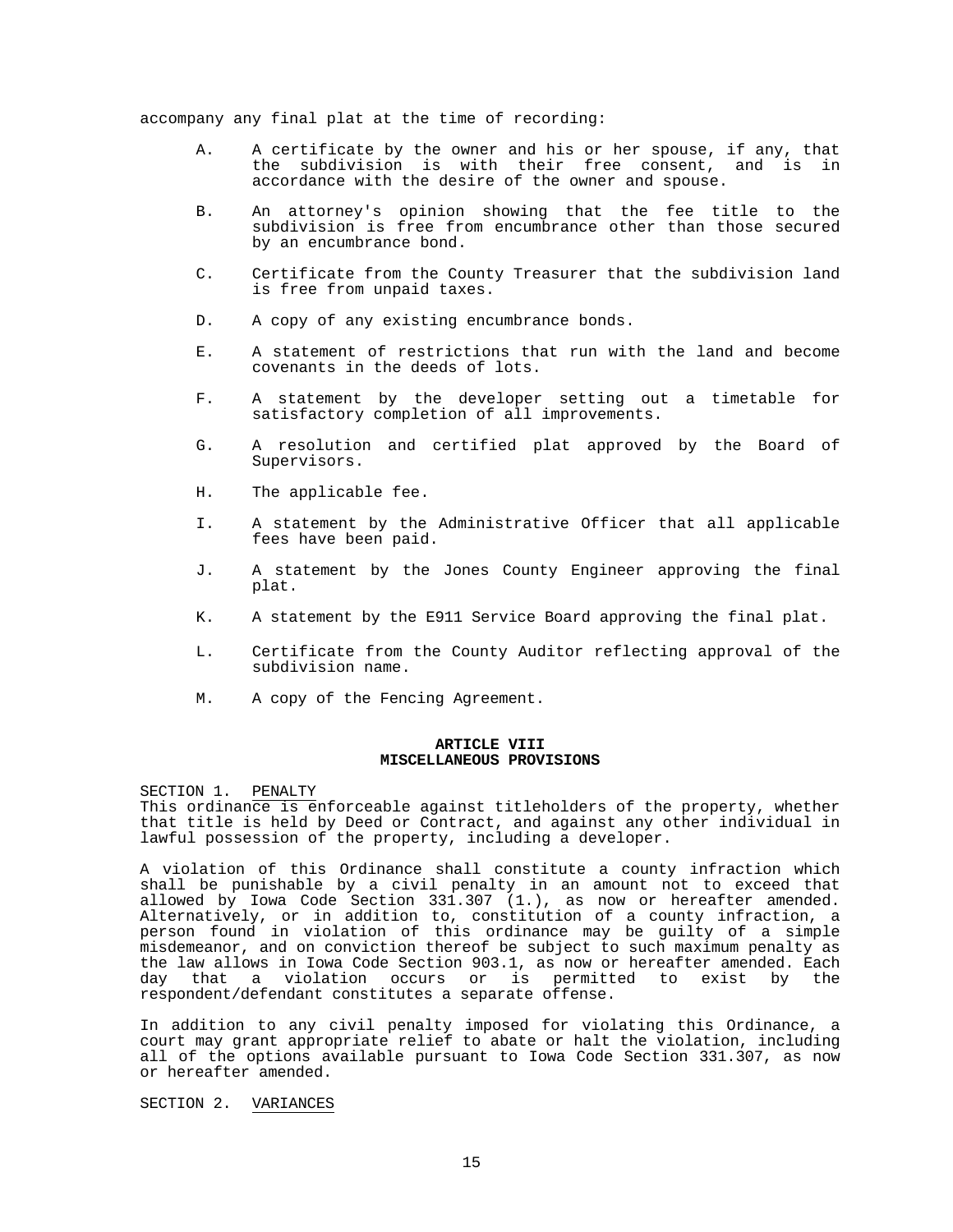accompany any final plat at the time of recording:

A. A certificate by the owner and his or her spouse, if any, that the subdivision is with their free consent, and is in accordance with the desire of the owner and spouse.

B. An attorney's opinion showing that the fee title to the subdivision is free from encumbrance other than those secured by an encumbrance bond.

C. Certificate from the County Treasurer that the subdivision land is free from unpaid taxes.

D. A copy of any existing encumbrance bonds.

E. A statement of restrictions that run with the land and become covenants in the deeds of lots.

F. A statement by the developer setting out a timetable for satisfactory completion of all improvements.

G. A resolution and certified plat approved by the Board of Supervisors.

H. The applicable fee.

I. A statement by the Administrative Officer that all applicable fees have been paid.

J. A statement by the Jones County Engineer approving the final plat.

K. A statement by the E911 Service Board approving the final plat.

L. Certificate from the County Auditor reflecting approval of the subdivision name.

M. A copy of the Fencing Agreement.

## ARTICLE VIII
## MISCELLANEOUS PROVISIONS

SECTION 1. PENALTY

This ordinance is enforceable against titleholders of the property, whether that title is held by Deed or Contract, and against any other individual in lawful possession of the property, including a developer.

A violation of this Ordinance shall constitute a county infraction which shall be punishable by a civil penalty in an amount not to exceed that allowed by Iowa Code Section 331.307 (1.), as now or hereafter amended. Alternatively, or in addition to, constitution of a county infraction, a person found in violation of this ordinance may be guilty of a simple misdemeanor, and on conviction thereof be subject to such maximum penalty as the law allows in Iowa Code Section 903.1, as now or hereafter amended. Each day that a violation occurs or is permitted to exist by the respondent/defendant constitutes a separate offense.

In addition to any civil penalty imposed for violating this Ordinance, a court may grant appropriate relief to abate or halt the violation, including all of the options available pursuant to Iowa Code Section 331.307, as now or hereafter amended.

SECTION 2. VARIANCES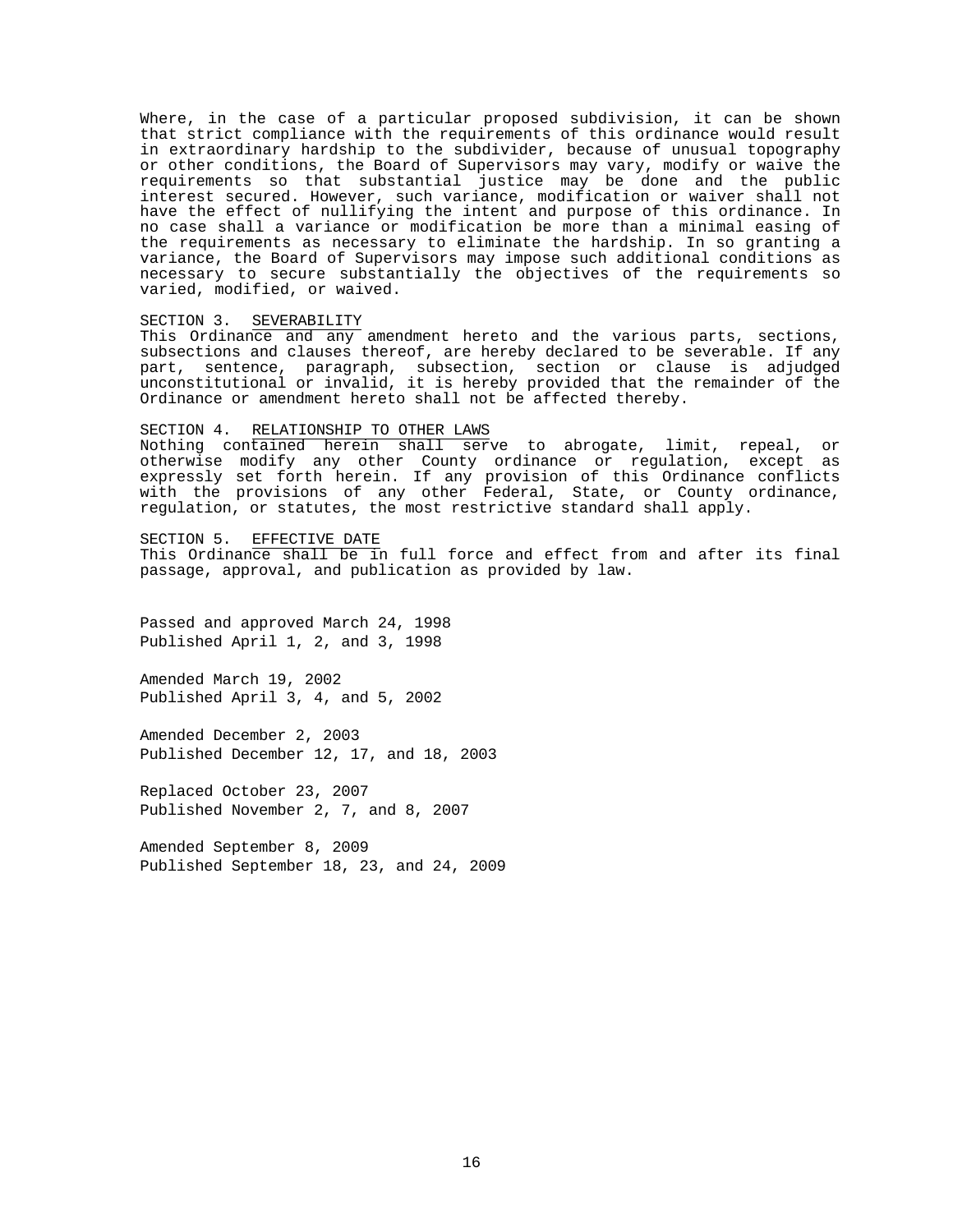Where, in the case of a particular proposed subdivision, it can be shown that strict compliance with the requirements of this ordinance would result in extraordinary hardship to the subdivider, because of unusual topography or other conditions, the Board of Supervisors may vary, modify or waive the requirements so that substantial justice may be done and the public interest secured. However, such variance, modification or waiver shall not have the effect of nullifying the intent and purpose of this ordinance. In no case shall a variance or modification be more than a minimal easing of the requirements as necessary to eliminate the hardship. In so granting a variance, the Board of Supervisors may impose such additional conditions as necessary to secure substantially the objectives of the requirements so varied, modified, or waived.

SECTION 3. SEVERABILITY

This Ordinance and any amendment hereto and the various parts, sections, subsections and clauses thereof, are hereby declared to be severable. If any part, sentence, paragraph, subsection, section or clause is adjudged unconstitutional or invalid, it is hereby provided that the remainder of the Ordinance or amendment hereto shall not be affected thereby.

SECTION 4. RELATIONSHIP TO OTHER LAWS

Nothing contained herein shall serve to abrogate, limit, repeal, or otherwise modify any other County ordinance or regulation, except as expressly set forth herein. If any provision of this Ordinance conflicts with the provisions of any other Federal, State, or County ordinance, regulation, or statutes, the most restrictive standard shall apply.

SECTION 5. EFFECTIVE DATE

This Ordinance shall be in full force and effect from and after its final passage, approval, and publication as provided by law.

Passed and approved March 24, 1998
Published April 1, 2, and 3, 1998

Amended March 19, 2002
Published April 3, 4, and 5, 2002

Amended December 2, 2003
Published December 12, 17, and 18, 2003

Replaced October 23, 2007
Published November 2, 7, and 8, 2007

Amended September 8, 2009
Published September 18, 23, and 24, 2009